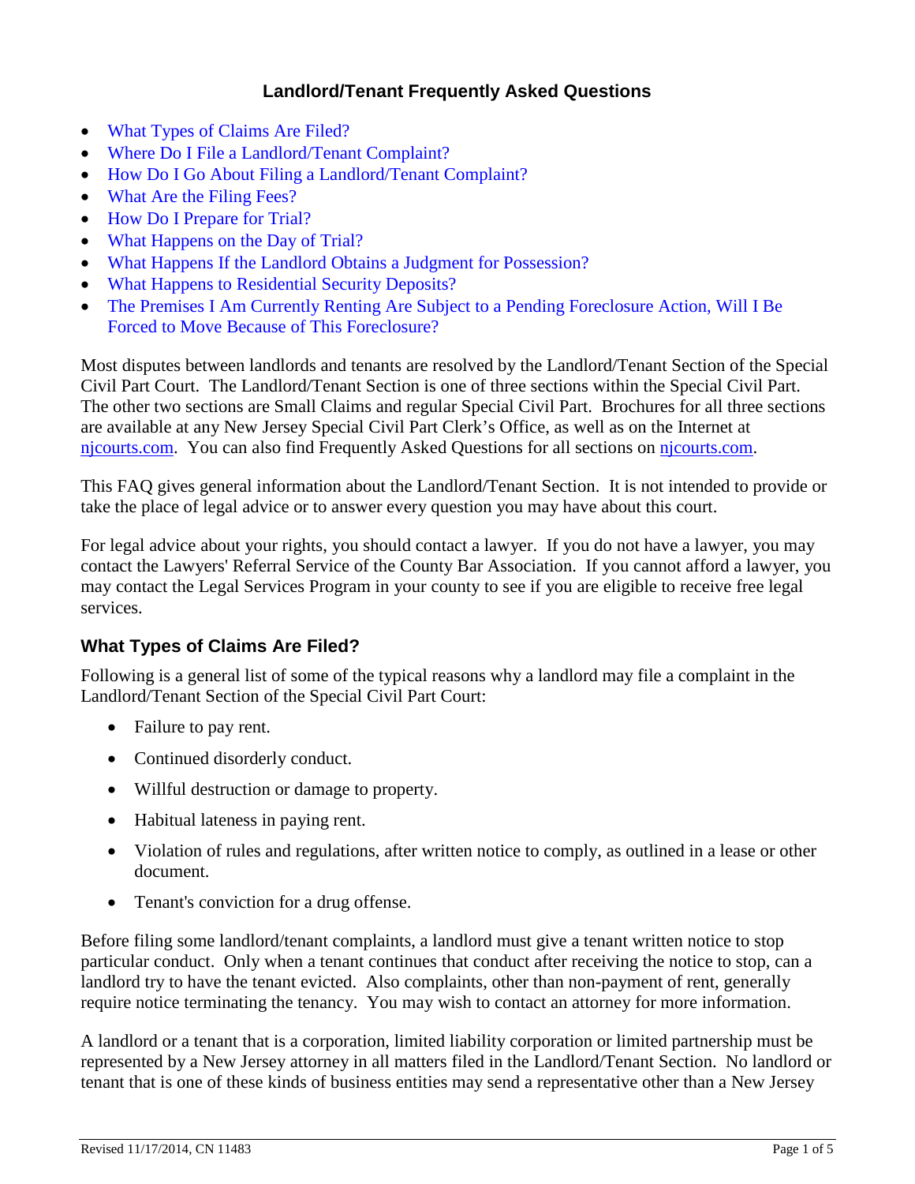# Landlord/Tenant Frequently Asked Questions

- What Types of Claims Are Filed?
- Where Do I File a Landlord/Tenant Complaint?
- How Do I Go About Filing a Landlord/Tenant Complaint?
- What Are the Filing Fees?
- How Do I Prepare for Trial?
- What Happens on the Day of Trial?
- What Happens If the Landlord Obtains a Judgment for Possession?
- What Happens to Residential Security Deposits?
- The Premises I Am Currently Renting Are Subject to a Pending Foreclosure Action, Will I Be Forced to Move Because of This Foreclosure?

Most disputes between landlords and tenants are resolved by the Landlord/Tenant Section of the Special Civil Part Court. The Landlord/Tenant Section is one of three sections within the Special Civil Part. The other two sections are Small Claims and regular Special Civil Part. Brochures for all three sections are available at any New Jersey Special Civil Part Clerk's Office, as well as on the Internet at njcourts.com. You can also find Frequently Asked Questions for all sections on njcourts.com.

This FAQ gives general information about the Landlord/Tenant Section. It is not intended to provide or take the place of legal advice or to answer every question you may have about this court.

For legal advice about your rights, you should contact a lawyer. If you do not have a lawyer, you may contact the Lawyers' Referral Service of the County Bar Association. If you cannot afford a lawyer, you may contact the Legal Services Program in your county to see if you are eligible to receive free legal services.

## What Types of Claims Are Filed?

Following is a general list of some of the typical reasons why a landlord may file a complaint in the Landlord/Tenant Section of the Special Civil Part Court:

- Failure to pay rent.
- Continued disorderly conduct.
- Willful destruction or damage to property.
- Habitual lateness in paying rent.
- Violation of rules and regulations, after written notice to comply, as outlined in a lease or other document.
- Tenant's conviction for a drug offense.

Before filing some landlord/tenant complaints, a landlord must give a tenant written notice to stop particular conduct. Only when a tenant continues that conduct after receiving the notice to stop, can a landlord try to have the tenant evicted. Also complaints, other than non-payment of rent, generally require notice terminating the tenancy. You may wish to contact an attorney for more information.

A landlord or a tenant that is a corporation, limited liability corporation or limited partnership must be represented by a New Jersey attorney in all matters filed in the Landlord/Tenant Section. No landlord or tenant that is one of these kinds of business entities may send a representative other than a New Jersey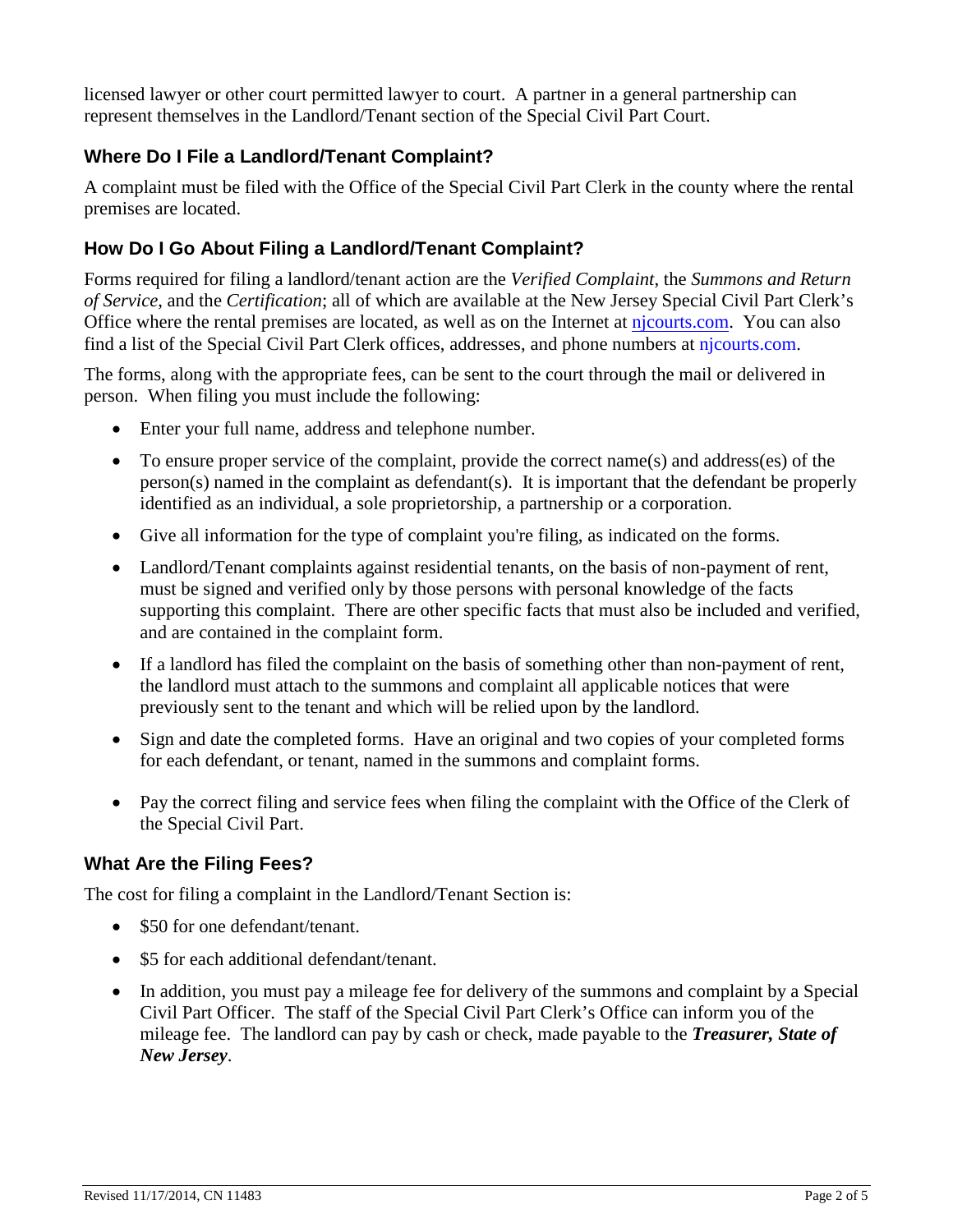licensed lawyer or other court permitted lawyer to court. A partner in a general partnership can represent themselves in the Landlord/Tenant section of the Special Civil Part Court.

### Where Do I File a Landlord/Tenant Complaint?

A complaint must be filed with the Office of the Special Civil Part Clerk in the county where the rental premises are located.

### How Do I Go About Filing a Landlord/Tenant Complaint?

Forms required for filing a landlord/tenant action are the *Verified Complaint*, the *Summons and Return of Service*, and the *Certification*; all of which are available at the New Jersey Special Civil Part Clerk's Office where the rental premises are located, as well as on the Internet at njcourts.com. You can also find a list of the Special Civil Part Clerk offices, addresses, and phone numbers at njcourts.com.

The forms, along with the appropriate fees, can be sent to the court through the mail or delivered in person. When filing you must include the following:

- Enter your full name, address and telephone number.
- To ensure proper service of the complaint, provide the correct name(s) and address(es) of the person(s) named in the complaint as defendant(s). It is important that the defendant be properly identified as an individual, a sole proprietorship, a partnership or a corporation.
- Give all information for the type of complaint you're filing, as indicated on the forms.
- Landlord/Tenant complaints against residential tenants, on the basis of non-payment of rent, must be signed and verified only by those persons with personal knowledge of the facts supporting this complaint. There are other specific facts that must also be included and verified, and are contained in the complaint form.
- If a landlord has filed the complaint on the basis of something other than non-payment of rent, the landlord must attach to the summons and complaint all applicable notices that were previously sent to the tenant and which will be relied upon by the landlord.
- Sign and date the completed forms. Have an original and two copies of your completed forms for each defendant, or tenant, named in the summons and complaint forms.
- Pay the correct filing and service fees when filing the complaint with the Office of the Clerk of the Special Civil Part.

### What Are the Filing Fees?

The cost for filing a complaint in the Landlord/Tenant Section is:

- $50 for one defendant/tenant.
- $5 for each additional defendant/tenant.
- In addition, you must pay a mileage fee for delivery of the summons and complaint by a Special Civil Part Officer. The staff of the Special Civil Part Clerk's Office can inform you of the mileage fee. The landlord can pay by cash or check, made payable to the ***Treasurer, State of New Jersey***.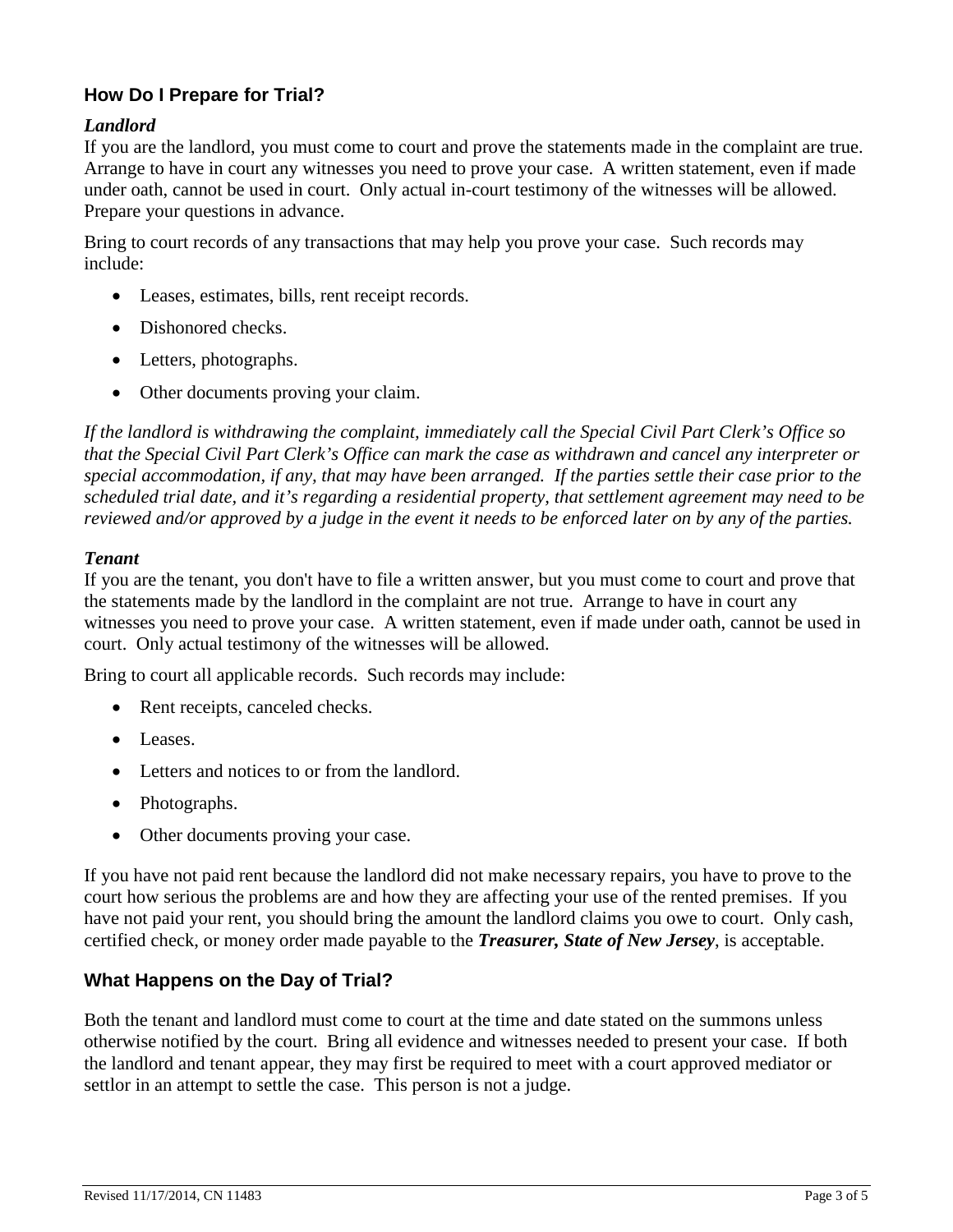## How Do I Prepare for Trial?

### *Landlord*

If you are the landlord, you must come to court and prove the statements made in the complaint are true. Arrange to have in court any witnesses you need to prove your case. A written statement, even if made under oath, cannot be used in court. Only actual in-court testimony of the witnesses will be allowed. Prepare your questions in advance.

Bring to court records of any transactions that may help you prove your case. Such records may include:

- Leases, estimates, bills, rent receipt records.
- Dishonored checks.
- Letters, photographs.
- Other documents proving your claim.

*If the landlord is withdrawing the complaint, immediately call the Special Civil Part Clerk's Office so that the Special Civil Part Clerk's Office can mark the case as withdrawn and cancel any interpreter or special accommodation, if any, that may have been arranged. If the parties settle their case prior to the scheduled trial date, and it's regarding a residential property, that settlement agreement may need to be reviewed and/or approved by a judge in the event it needs to be enforced later on by any of the parties.*

### *Tenant*

If you are the tenant, you don't have to file a written answer, but you must come to court and prove that the statements made by the landlord in the complaint are not true. Arrange to have in court any witnesses you need to prove your case. A written statement, even if made under oath, cannot be used in court. Only actual testimony of the witnesses will be allowed.

Bring to court all applicable records. Such records may include:

- Rent receipts, canceled checks.
- Leases.
- Letters and notices to or from the landlord.
- Photographs.
- Other documents proving your case.

If you have not paid rent because the landlord did not make necessary repairs, you have to prove to the court how serious the problems are and how they are affecting your use of the rented premises. If you have not paid your rent, you should bring the amount the landlord claims you owe to court. Only cash, certified check, or money order made payable to the ***Treasurer, State of New Jersey***, is acceptable.

## What Happens on the Day of Trial?

Both the tenant and landlord must come to court at the time and date stated on the summons unless otherwise notified by the court. Bring all evidence and witnesses needed to present your case. If both the landlord and tenant appear, they may first be required to meet with a court approved mediator or settlor in an attempt to settle the case. This person is not a judge.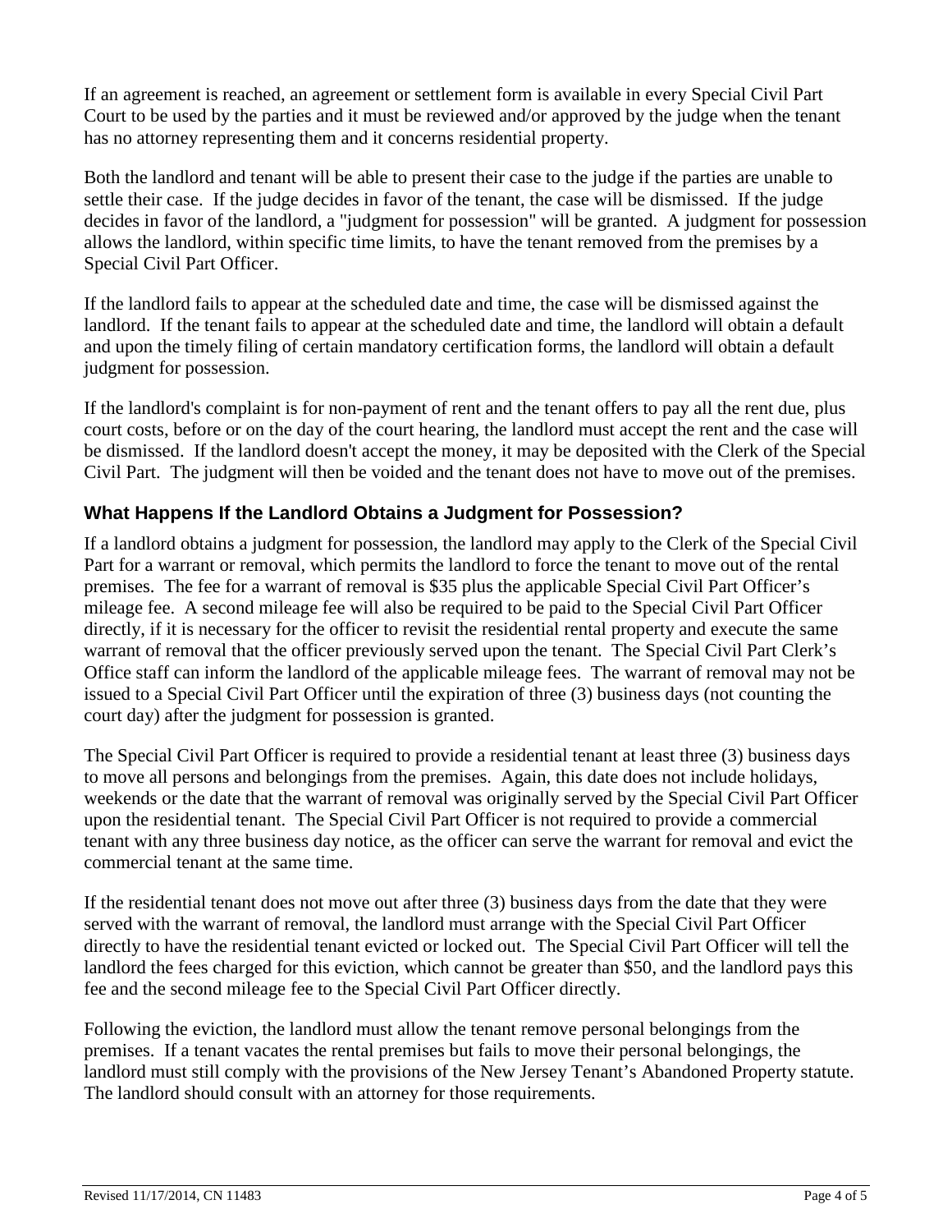If an agreement is reached, an agreement or settlement form is available in every Special Civil Part Court to be used by the parties and it must be reviewed and/or approved by the judge when the tenant has no attorney representing them and it concerns residential property.

Both the landlord and tenant will be able to present their case to the judge if the parties are unable to settle their case. If the judge decides in favor of the tenant, the case will be dismissed. If the judge decides in favor of the landlord, a "judgment for possession" will be granted. A judgment for possession allows the landlord, within specific time limits, to have the tenant removed from the premises by a Special Civil Part Officer.

If the landlord fails to appear at the scheduled date and time, the case will be dismissed against the landlord. If the tenant fails to appear at the scheduled date and time, the landlord will obtain a default and upon the timely filing of certain mandatory certification forms, the landlord will obtain a default judgment for possession.

If the landlord's complaint is for non-payment of rent and the tenant offers to pay all the rent due, plus court costs, before or on the day of the court hearing, the landlord must accept the rent and the case will be dismissed. If the landlord doesn't accept the money, it may be deposited with the Clerk of the Special Civil Part. The judgment will then be voided and the tenant does not have to move out of the premises.

## What Happens If the Landlord Obtains a Judgment for Possession?

If a landlord obtains a judgment for possession, the landlord may apply to the Clerk of the Special Civil Part for a warrant or removal, which permits the landlord to force the tenant to move out of the rental premises. The fee for a warrant of removal is $35 plus the applicable Special Civil Part Officer's mileage fee. A second mileage fee will also be required to be paid to the Special Civil Part Officer directly, if it is necessary for the officer to revisit the residential rental property and execute the same warrant of removal that the officer previously served upon the tenant. The Special Civil Part Clerk's Office staff can inform the landlord of the applicable mileage fees. The warrant of removal may not be issued to a Special Civil Part Officer until the expiration of three (3) business days (not counting the court day) after the judgment for possession is granted.

The Special Civil Part Officer is required to provide a residential tenant at least three (3) business days to move all persons and belongings from the premises. Again, this date does not include holidays, weekends or the date that the warrant of removal was originally served by the Special Civil Part Officer upon the residential tenant. The Special Civil Part Officer is not required to provide a commercial tenant with any three business day notice, as the officer can serve the warrant for removal and evict the commercial tenant at the same time.

If the residential tenant does not move out after three (3) business days from the date that they were served with the warrant of removal, the landlord must arrange with the Special Civil Part Officer directly to have the residential tenant evicted or locked out. The Special Civil Part Officer will tell the landlord the fees charged for this eviction, which cannot be greater than $50, and the landlord pays this fee and the second mileage fee to the Special Civil Part Officer directly.

Following the eviction, the landlord must allow the tenant remove personal belongings from the premises. If a tenant vacates the rental premises but fails to move their personal belongings, the landlord must still comply with the provisions of the New Jersey Tenant's Abandoned Property statute. The landlord should consult with an attorney for those requirements.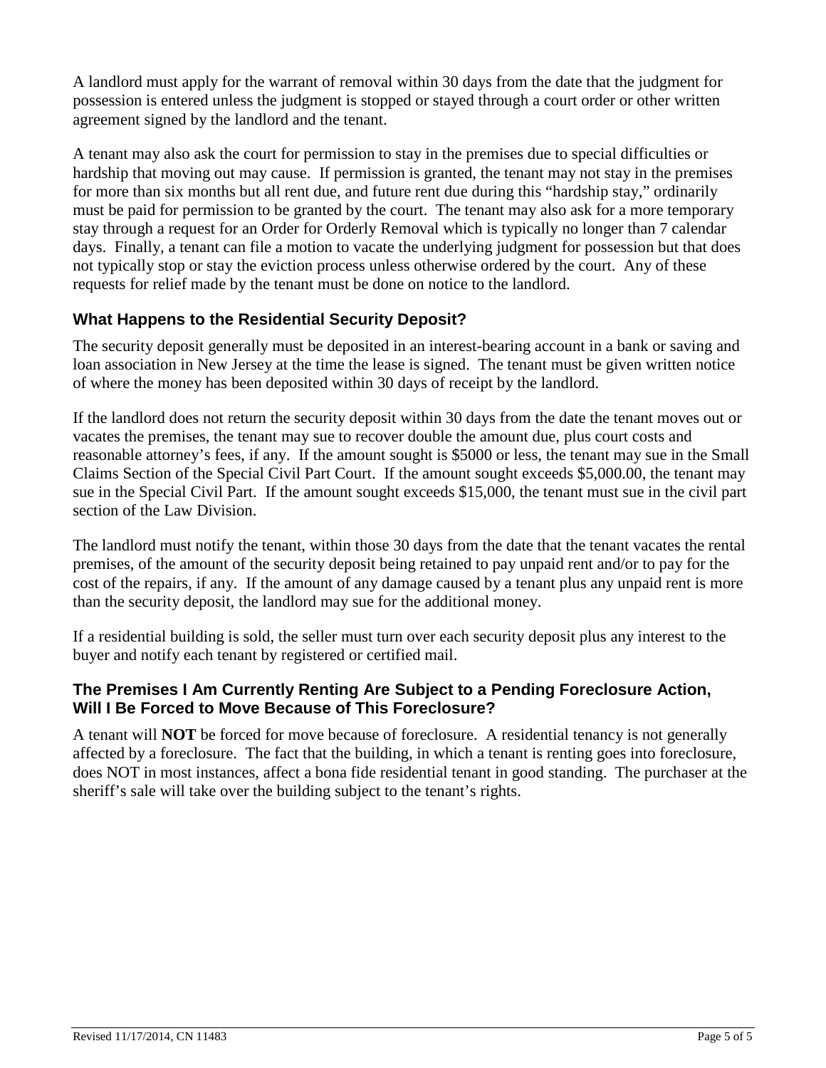A landlord must apply for the warrant of removal within 30 days from the date that the judgment for possession is entered unless the judgment is stopped or stayed through a court order or other written agreement signed by the landlord and the tenant.

A tenant may also ask the court for permission to stay in the premises due to special difficulties or hardship that moving out may cause. If permission is granted, the tenant may not stay in the premises for more than six months but all rent due, and future rent due during this "hardship stay," ordinarily must be paid for permission to be granted by the court. The tenant may also ask for a more temporary stay through a request for an Order for Orderly Removal which is typically no longer than 7 calendar days. Finally, a tenant can file a motion to vacate the underlying judgment for possession but that does not typically stop or stay the eviction process unless otherwise ordered by the court. Any of these requests for relief made by the tenant must be done on notice to the landlord.

## What Happens to the Residential Security Deposit?

The security deposit generally must be deposited in an interest-bearing account in a bank or saving and loan association in New Jersey at the time the lease is signed. The tenant must be given written notice of where the money has been deposited within 30 days of receipt by the landlord.

If the landlord does not return the security deposit within 30 days from the date the tenant moves out or vacates the premises, the tenant may sue to recover double the amount due, plus court costs and reasonable attorney's fees, if any. If the amount sought is $5000 or less, the tenant may sue in the Small Claims Section of the Special Civil Part Court. If the amount sought exceeds $5,000.00, the tenant may sue in the Special Civil Part. If the amount sought exceeds $15,000, the tenant must sue in the civil part section of the Law Division.

The landlord must notify the tenant, within those 30 days from the date that the tenant vacates the rental premises, of the amount of the security deposit being retained to pay unpaid rent and/or to pay for the cost of the repairs, if any. If the amount of any damage caused by a tenant plus any unpaid rent is more than the security deposit, the landlord may sue for the additional money.

If a residential building is sold, the seller must turn over each security deposit plus any interest to the buyer and notify each tenant by registered or certified mail.

## The Premises I Am Currently Renting Are Subject to a Pending Foreclosure Action, Will I Be Forced to Move Because of This Foreclosure?

A tenant will **NOT** be forced for move because of foreclosure. A residential tenancy is not generally affected by a foreclosure. The fact that the building, in which a tenant is renting goes into foreclosure, does NOT in most instances, affect a bona fide residential tenant in good standing. The purchaser at the sheriff's sale will take over the building subject to the tenant's rights.